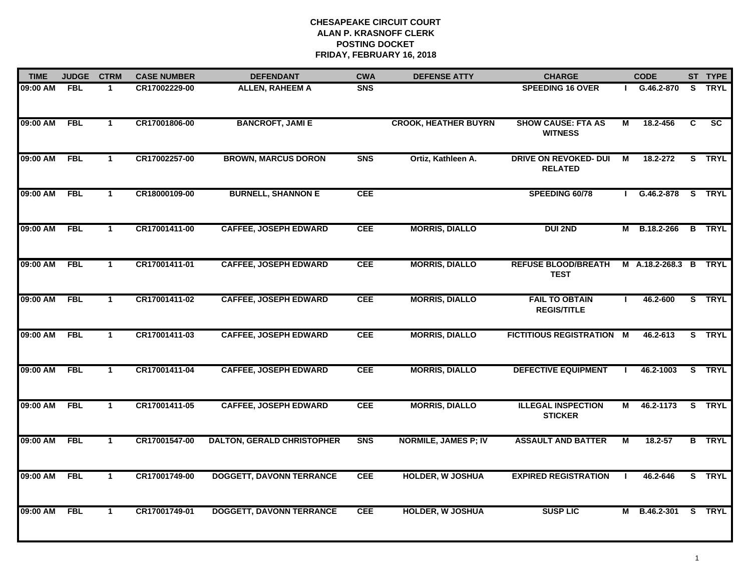# CHESAPEAKE CIRCUIT COURT
## ALAN P. KRASNOFF CLERK
## POSTING DOCKET
## FRIDAY, FEBRUARY 16, 2018

| TIME | JUDGE | CTRM | CASE NUMBER | DEFENDANT | CWA | DEFENSE ATTY | CHARGE | | CODE | ST | TYPE |
|---|---|---|---|---|---|---|---|---|---|---|---|
| 09:00 AM | FBL | 1 | CR17002229-00 | ALLEN, RAHEEM A | SNS | | SPEEDING 16 OVER | I | G.46.2-870 | S | TRYL |
| 09:00 AM | FBL | 1 | CR17001806-00 | BANCROFT, JAMI E | | CROOK, HEATHER BUYRN | SHOW CAUSE: FTA AS WITNESS | M | 18.2-456 | C | SC |
| 09:00 AM | FBL | 1 | CR17002257-00 | BROWN, MARCUS DORON | SNS | Ortiz, Kathleen A. | DRIVE ON REVOKED- DUI RELATED | M | 18.2-272 | S | TRYL |
| 09:00 AM | FBL | 1 | CR18000109-00 | BURNELL, SHANNON E | CEE | | SPEEDING 60/78 | I | G.46.2-878 | S | TRYL |
| 09:00 AM | FBL | 1 | CR17001411-00 | CAFFEE, JOSEPH EDWARD | CEE | MORRIS, DIALLO | DUI 2ND | M | B.18.2-266 | B | TRYL |
| 09:00 AM | FBL | 1 | CR17001411-01 | CAFFEE, JOSEPH EDWARD | CEE | MORRIS, DIALLO | REFUSE BLOOD/BREATH TEST | M | A.18.2-268.3 | B | TRYL |
| 09:00 AM | FBL | 1 | CR17001411-02 | CAFFEE, JOSEPH EDWARD | CEE | MORRIS, DIALLO | FAIL TO OBTAIN REGIS/TITLE | I | 46.2-600 | S | TRYL |
| 09:00 AM | FBL | 1 | CR17001411-03 | CAFFEE, JOSEPH EDWARD | CEE | MORRIS, DIALLO | FICTITIOUS REGISTRATION | M | 46.2-613 | S | TRYL |
| 09:00 AM | FBL | 1 | CR17001411-04 | CAFFEE, JOSEPH EDWARD | CEE | MORRIS, DIALLO | DEFECTIVE EQUIPMENT | I | 46.2-1003 | S | TRYL |
| 09:00 AM | FBL | 1 | CR17001411-05 | CAFFEE, JOSEPH EDWARD | CEE | MORRIS, DIALLO | ILLEGAL INSPECTION STICKER | M | 46.2-1173 | S | TRYL |
| 09:00 AM | FBL | 1 | CR17001547-00 | DALTON, GERALD CHRISTOPHER | SNS | NORMILE, JAMES P; IV | ASSAULT AND BATTER | M | 18.2-57 | B | TRYL |
| 09:00 AM | FBL | 1 | CR17001749-00 | DOGGETT, DAVONN TERRANCE | CEE | HOLDER, W JOSHUA | EXPIRED REGISTRATION | I | 46.2-646 | S | TRYL |
| 09:00 AM | FBL | 1 | CR17001749-01 | DOGGETT, DAVONN TERRANCE | CEE | HOLDER, W JOSHUA | SUSP LIC | M | B.46.2-301 | S | TRYL |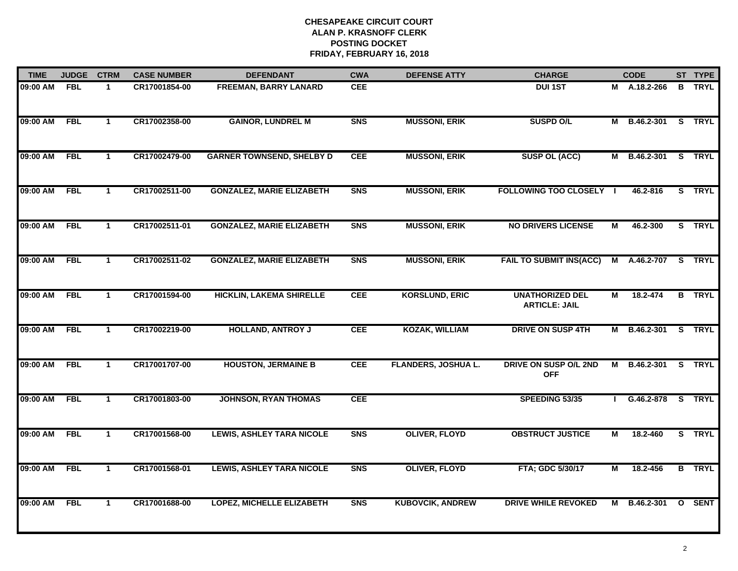**CHESAPEAKE CIRCUIT COURT**
**ALAN P. KRASNOFF CLERK**
**POSTING DOCKET**
**FRIDAY, FEBRUARY 16, 2018**

| TIME | JUDGE | CTRM | CASE NUMBER | DEFENDANT | CWA | DEFENSE ATTY | CHARGE | | CODE | ST | TYPE |
|---|---|---|---|---|---|---|---|---|---|---|---|
| 09:00 AM | FBL | 1 | CR17001854-00 | FREEMAN, BARRY LANARD | CEE | | DUI 1ST | M | A.18.2-266 | B | TRYL |
| 09:00 AM | FBL | 1 | CR17002358-00 | GAINOR, LUNDREL M | SNS | MUSSONI, ERIK | SUSPD O/L | M | B.46.2-301 | S | TRYL |
| 09:00 AM | FBL | 1 | CR17002479-00 | GARNER TOWNSEND, SHELBY D | CEE | MUSSONI, ERIK | SUSP OL (ACC) | M | B.46.2-301 | S | TRYL |
| 09:00 AM | FBL | 1 | CR17002511-00 | GONZALEZ, MARIE ELIZABETH | SNS | MUSSONI, ERIK | FOLLOWING TOO CLOSELY | I | 46.2-816 | S | TRYL |
| 09:00 AM | FBL | 1 | CR17002511-01 | GONZALEZ, MARIE ELIZABETH | SNS | MUSSONI, ERIK | NO DRIVERS LICENSE | M | 46.2-300 | S | TRYL |
| 09:00 AM | FBL | 1 | CR17002511-02 | GONZALEZ, MARIE ELIZABETH | SNS | MUSSONI, ERIK | FAIL TO SUBMIT INS(ACC) | M | A.46.2-707 | S | TRYL |
| 09:00 AM | FBL | 1 | CR17001594-00 | HICKLIN, LAKEMA SHIRELLE | CEE | KORSLUND, ERIC | UNATHORIZED DEL ARTICLE: JAIL | M | 18.2-474 | B | TRYL |
| 09:00 AM | FBL | 1 | CR17002219-00 | HOLLAND, ANTROY J | CEE | KOZAK, WILLIAM | DRIVE ON SUSP 4TH | M | B.46.2-301 | S | TRYL |
| 09:00 AM | FBL | 1 | CR17001707-00 | HOUSTON, JERMAINE B | CEE | FLANDERS, JOSHUA L. | DRIVE ON SUSP O/L 2ND OFF | M | B.46.2-301 | S | TRYL |
| 09:00 AM | FBL | 1 | CR17001803-00 | JOHNSON, RYAN THOMAS | CEE | | SPEEDING 53/35 | I | G.46.2-878 | S | TRYL |
| 09:00 AM | FBL | 1 | CR17001568-00 | LEWIS, ASHLEY TARA NICOLE | SNS | OLIVER, FLOYD | OBSTRUCT JUSTICE | M | 18.2-460 | S | TRYL |
| 09:00 AM | FBL | 1 | CR17001568-01 | LEWIS, ASHLEY TARA NICOLE | SNS | OLIVER, FLOYD | FTA; GDC 5/30/17 | M | 18.2-456 | B | TRYL |
| 09:00 AM | FBL | 1 | CR17001688-00 | LOPEZ, MICHELLE ELIZABETH | SNS | KUBOVCIK, ANDREW | DRIVE WHILE REVOKED | M | B.46.2-301 | O | SENT |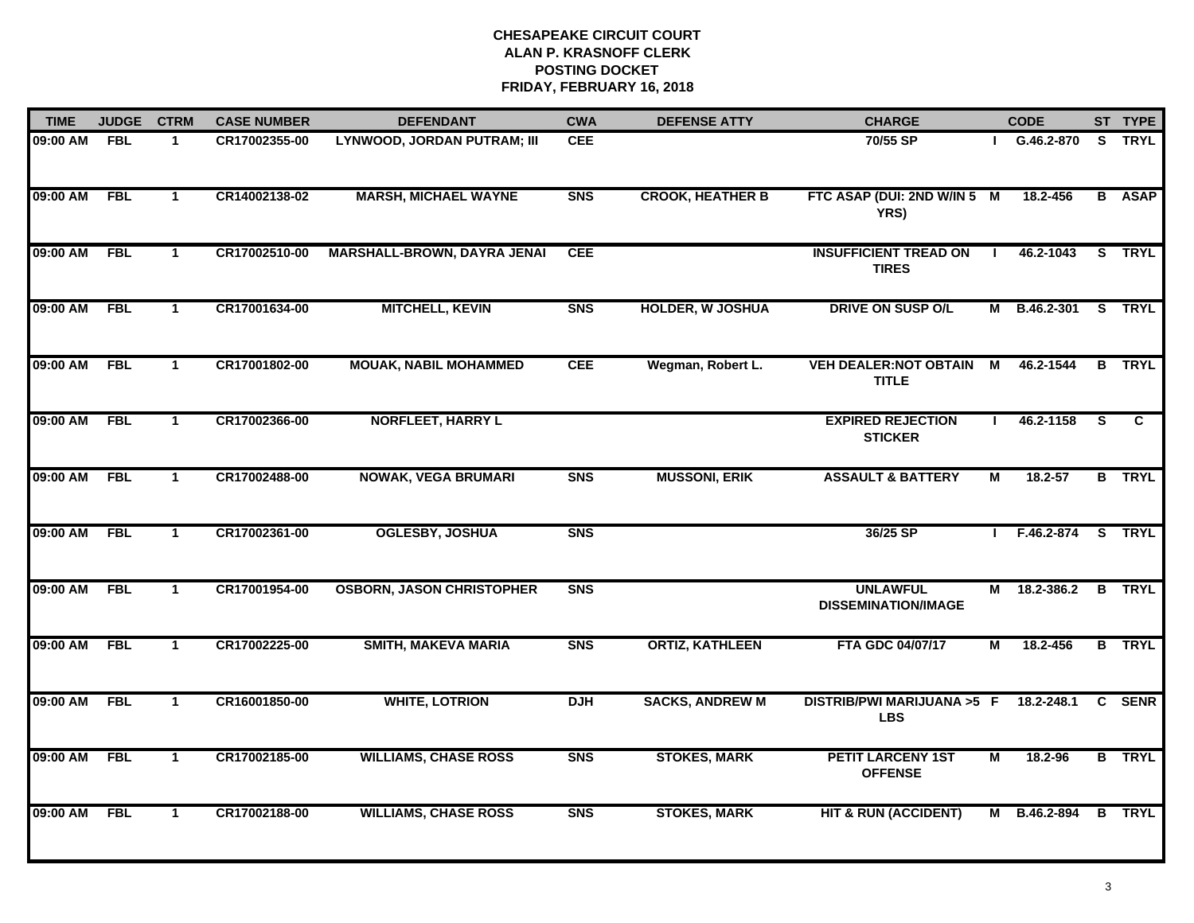# CHESAPEAKE CIRCUIT COURT
## ALAN P. KRASNOFF CLERK
## POSTING DOCKET
## FRIDAY, FEBRUARY 16, 2018

| TIME | JUDGE | CTRM | CASE NUMBER | DEFENDANT | CWA | DEFENSE ATTY | CHARGE | | CODE | ST | TYPE |
|---|---|---|---|---|---|---|---|---|---|---|---|
| 09:00 AM | FBL | 1 | CR17002355-00 | LYNWOOD, JORDAN PUTRAM; III | CEE | | 70/55 SP | I | G.46.2-870 | S | TRYL |
| 09:00 AM | FBL | 1 | CR14002138-02 | MARSH, MICHAEL WAYNE | SNS | CROOK, HEATHER B | FTC ASAP (DUI: 2ND W/IN 5 YRS) | M | 18.2-456 | B | ASAP |
| 09:00 AM | FBL | 1 | CR17002510-00 | MARSHALL-BROWN, DAYRA JENAI | CEE | | INSUFFICIENT TREAD ON TIRES | I | 46.2-1043 | S | TRYL |
| 09:00 AM | FBL | 1 | CR17001634-00 | MITCHELL, KEVIN | SNS | HOLDER, W JOSHUA | DRIVE ON SUSP O/L | M | B.46.2-301 | S | TRYL |
| 09:00 AM | FBL | 1 | CR17001802-00 | MOUAK, NABIL MOHAMMED | CEE | Wegman, Robert L. | VEH DEALER:NOT OBTAIN TITLE | M | 46.2-1544 | B | TRYL |
| 09:00 AM | FBL | 1 | CR17002366-00 | NORFLEET, HARRY L | | | EXPIRED REJECTION STICKER | I | 46.2-1158 | S | C |
| 09:00 AM | FBL | 1 | CR17002488-00 | NOWAK, VEGA BRUMARI | SNS | MUSSONI, ERIK | ASSAULT & BATTERY | M | 18.2-57 | B | TRYL |
| 09:00 AM | FBL | 1 | CR17002361-00 | OGLESBY, JOSHUA | SNS | | 36/25 SP | I | F.46.2-874 | S | TRYL |
| 09:00 AM | FBL | 1 | CR17001954-00 | OSBORN, JASON CHRISTOPHER | SNS | | UNLAWFUL DISSEMINATION/IMAGE | M | 18.2-386.2 | B | TRYL |
| 09:00 AM | FBL | 1 | CR17002225-00 | SMITH, MAKEVA MARIA | SNS | ORTIZ, KATHLEEN | FTA GDC 04/07/17 | M | 18.2-456 | B | TRYL |
| 09:00 AM | FBL | 1 | CR16001850-00 | WHITE, LOTRION | DJH | SACKS, ANDREW M | DISTRIB/PWI MARIJUANA >5 LBS | F | 18.2-248.1 | C | SENR |
| 09:00 AM | FBL | 1 | CR17002185-00 | WILLIAMS, CHASE ROSS | SNS | STOKES, MARK | PETIT LARCENY 1ST OFFENSE | M | 18.2-96 | B | TRYL |
| 09:00 AM | FBL | 1 | CR17002188-00 | WILLIAMS, CHASE ROSS | SNS | STOKES, MARK | HIT & RUN (ACCIDENT) | M | B.46.2-894 | B | TRYL |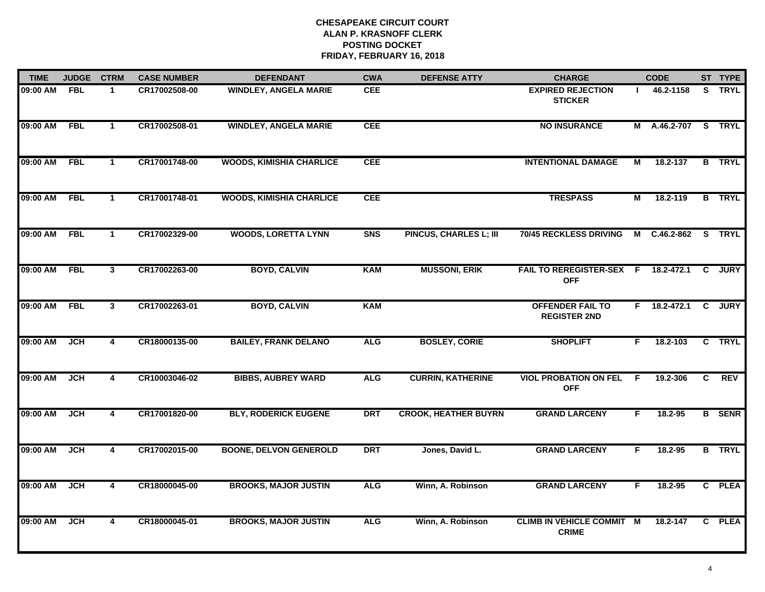# CHESAPEAKE CIRCUIT COURT
## ALAN P. KRASNOFF CLERK
## POSTING DOCKET
## FRIDAY, FEBRUARY 16, 2018

| TIME | JUDGE | CTRM | CASE NUMBER | DEFENDANT | CWA | DEFENSE ATTY | CHARGE | | CODE | ST | TYPE |
|---|---|---|---|---|---|---|---|---|---|---|---|
| 09:00 AM | FBL | 1 | CR17002508-00 | WINDLEY, ANGELA MARIE | CEE | | EXPIRED REJECTION STICKER | I | 46.2-1158 | S | TRYL |
| 09:00 AM | FBL | 1 | CR17002508-01 | WINDLEY, ANGELA MARIE | CEE | | NO INSURANCE | M | A.46.2-707 | S | TRYL |
| 09:00 AM | FBL | 1 | CR17001748-00 | WOODS, KIMISHIA CHARLICE | CEE | | INTENTIONAL DAMAGE | M | 18.2-137 | B | TRYL |
| 09:00 AM | FBL | 1 | CR17001748-01 | WOODS, KIMISHIA CHARLICE | CEE | | TRESPASS | M | 18.2-119 | B | TRYL |
| 09:00 AM | FBL | 1 | CR17002329-00 | WOODS, LORETTA LYNN | SNS | PINCUS, CHARLES L; III | 70/45 RECKLESS DRIVING | M | C.46.2-862 | S | TRYL |
| 09:00 AM | FBL | 3 | CR17002263-00 | BOYD, CALVIN | KAM | MUSSONI, ERIK | FAIL TO REREGISTER-SEX OFF | F | 18.2-472.1 | C | JURY |
| 09:00 AM | FBL | 3 | CR17002263-01 | BOYD, CALVIN | KAM | | OFFENDER FAIL TO REGISTER 2ND | F | 18.2-472.1 | C | JURY |
| 09:00 AM | JCH | 4 | CR18000135-00 | BAILEY, FRANK DELANO | ALG | BOSLEY, CORIE | SHOPLIFT | F | 18.2-103 | C | TRYL |
| 09:00 AM | JCH | 4 | CR10003046-02 | BIBBS, AUBREY WARD | ALG | CURRIN, KATHERINE | VIOL PROBATION ON FEL OFF | F | 19.2-306 | C | REV |
| 09:00 AM | JCH | 4 | CR17001820-00 | BLY, RODERICK EUGENE | DRT | CROOK, HEATHER BUYRN | GRAND LARCENY | F | 18.2-95 | B | SENR |
| 09:00 AM | JCH | 4 | CR17002015-00 | BOONE, DELVON GENEROLD | DRT | Jones, David L. | GRAND LARCENY | F | 18.2-95 | B | TRYL |
| 09:00 AM | JCH | 4 | CR18000045-00 | BROOKS, MAJOR JUSTIN | ALG | Winn, A. Robinson | GRAND LARCENY | F | 18.2-95 | C | PLEA |
| 09:00 AM | JCH | 4 | CR18000045-01 | BROOKS, MAJOR JUSTIN | ALG | Winn, A. Robinson | CLIMB IN VEHICLE COMMIT CRIME | M | 18.2-147 | C | PLEA |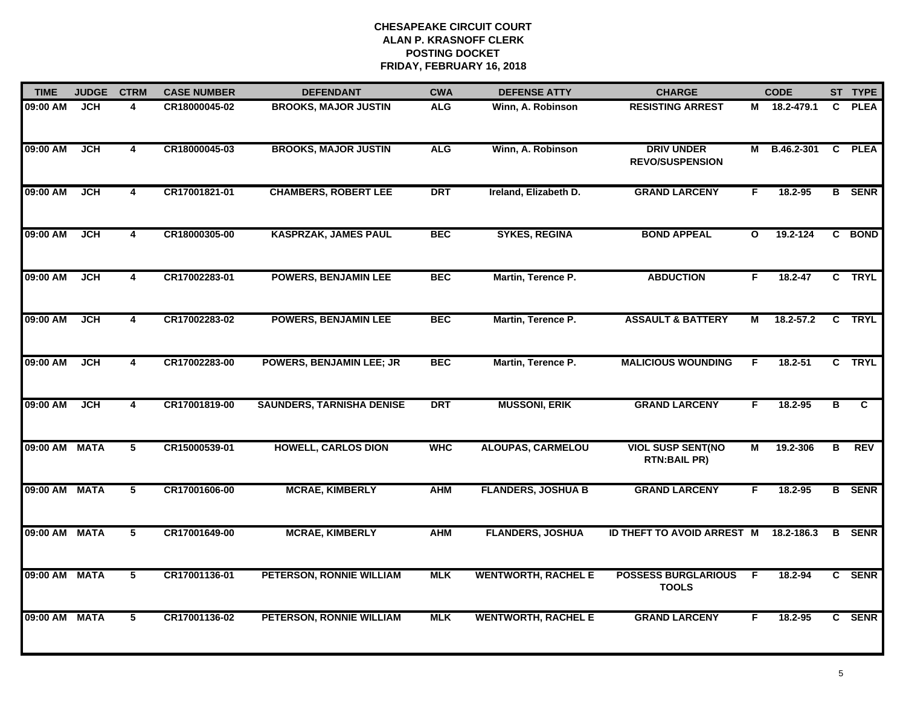# CHESAPEAKE CIRCUIT COURT
## ALAN P. KRASNOFF CLERK
## POSTING DOCKET
## FRIDAY, FEBRUARY 16, 2018

| TIME | JUDGE | CTRM | CASE NUMBER | DEFENDANT | CWA | DEFENSE ATTY | CHARGE | | CODE | ST | TYPE |
|---|---|---|---|---|---|---|---|---|---|---|---|
| 09:00 AM | JCH | 4 | CR18000045-02 | BROOKS, MAJOR JUSTIN | ALG | Winn, A. Robinson | RESISTING ARREST | M | 18.2-479.1 | C | PLEA |
| 09:00 AM | JCH | 4 | CR18000045-03 | BROOKS, MAJOR JUSTIN | ALG | Winn, A. Robinson | DRIV UNDER REVO/SUSPENSION | M | B.46.2-301 | C | PLEA |
| 09:00 AM | JCH | 4 | CR17001821-01 | CHAMBERS, ROBERT LEE | DRT | Ireland, Elizabeth D. | GRAND LARCENY | F | 18.2-95 | B | SENR |
| 09:00 AM | JCH | 4 | CR18000305-00 | KASPRZAK, JAMES PAUL | BEC | SYKES, REGINA | BOND APPEAL | O | 19.2-124 | C | BOND |
| 09:00 AM | JCH | 4 | CR17002283-01 | POWERS, BENJAMIN LEE | BEC | Martin, Terence P. | ABDUCTION | F | 18.2-47 | C | TRYL |
| 09:00 AM | JCH | 4 | CR17002283-02 | POWERS, BENJAMIN LEE | BEC | Martin, Terence P. | ASSAULT & BATTERY | M | 18.2-57.2 | C | TRYL |
| 09:00 AM | JCH | 4 | CR17002283-00 | POWERS, BENJAMIN LEE; JR | BEC | Martin, Terence P. | MALICIOUS WOUNDING | F | 18.2-51 | C | TRYL |
| 09:00 AM | JCH | 4 | CR17001819-00 | SAUNDERS, TARNISHA DENISE | DRT | MUSSONI, ERIK | GRAND LARCENY | F | 18.2-95 | B | C |
| 09:00 AM | MATA | 5 | CR15000539-01 | HOWELL, CARLOS DION | WHC | ALOUPAS, CARMELOU | VIOL SUSP SENT(NO RTN:BAIL PR) | M | 19.2-306 | B | REV |
| 09:00 AM | MATA | 5 | CR17001606-00 | MCRAE, KIMBERLY | AHM | FLANDERS, JOSHUA B | GRAND LARCENY | F | 18.2-95 | B | SENR |
| 09:00 AM | MATA | 5 | CR17001649-00 | MCRAE, KIMBERLY | AHM | FLANDERS, JOSHUA | ID THEFT TO AVOID ARREST | M | 18.2-186.3 | B | SENR |
| 09:00 AM | MATA | 5 | CR17001136-01 | PETERSON, RONNIE WILLIAM | MLK | WENTWORTH, RACHEL E | POSSESS BURGLARIOUS TOOLS | F | 18.2-94 | C | SENR |
| 09:00 AM | MATA | 5 | CR17001136-02 | PETERSON, RONNIE WILLIAM | MLK | WENTWORTH, RACHEL E | GRAND LARCENY | F | 18.2-95 | C | SENR |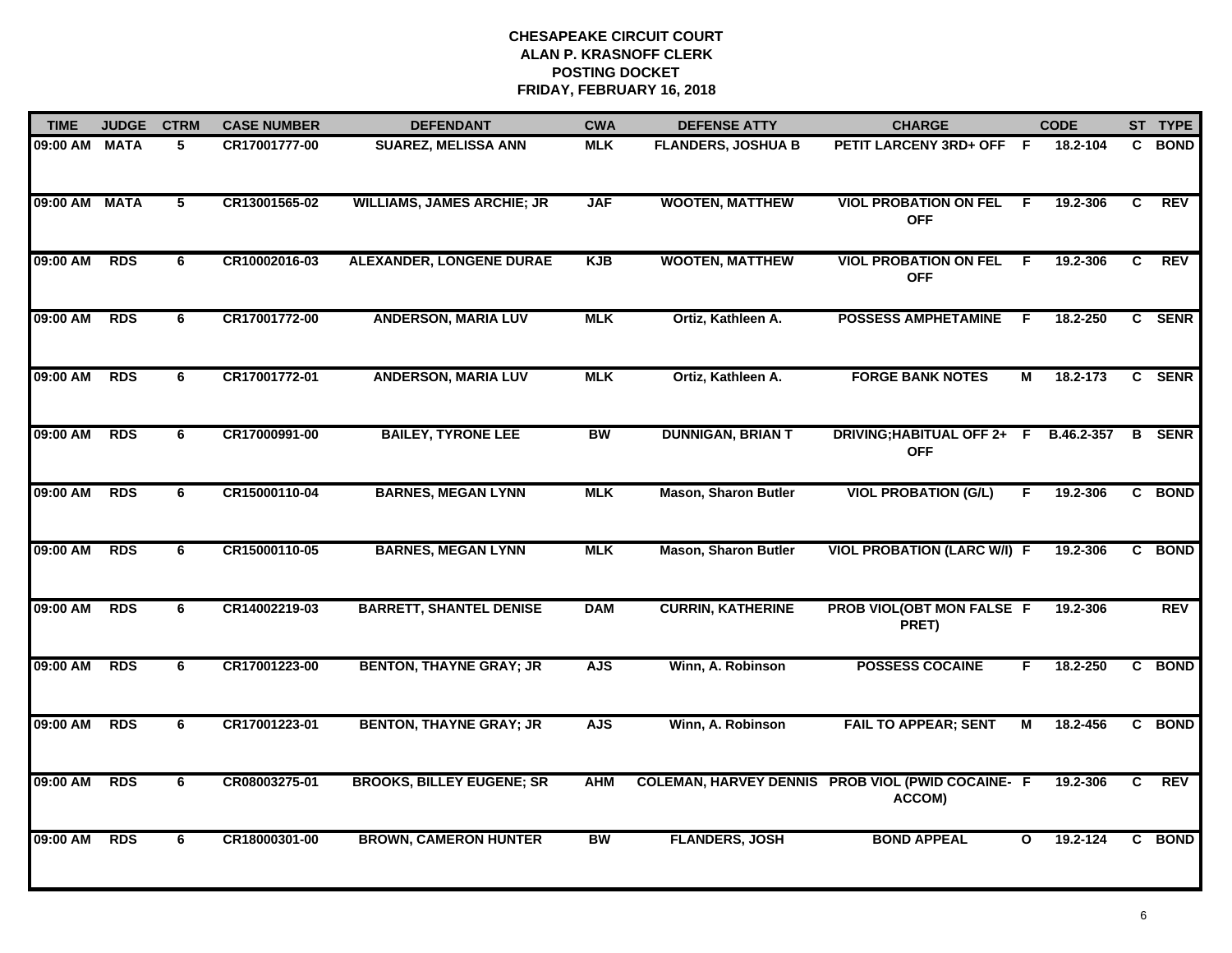# CHESAPEAKE CIRCUIT COURT
## ALAN P. KRASNOFF CLERK
## POSTING DOCKET
## FRIDAY, FEBRUARY 16, 2018

| TIME | JUDGE | CTRM | CASE NUMBER | DEFENDANT | CWA | DEFENSE ATTY | CHARGE | | CODE | ST | TYPE |
|---|---|---|---|---|---|---|---|---|---|---|---|
| 09:00 AM | MATA | 5 | CR17001777-00 | SUAREZ, MELISSA ANN | MLK | FLANDERS, JOSHUA B | PETIT LARCENY 3RD+ OFF | F | 18.2-104 | C | BOND |
| 09:00 AM | MATA | 5 | CR13001565-02 | WILLIAMS, JAMES ARCHIE; JR | JAF | WOOTEN, MATTHEW | VIOL PROBATION ON FEL OFF | F | 19.2-306 | C | REV |
| 09:00 AM | RDS | 6 | CR10002016-03 | ALEXANDER, LONGENE DURAE | KJB | WOOTEN, MATTHEW | VIOL PROBATION ON FEL OFF | F | 19.2-306 | C | REV |
| 09:00 AM | RDS | 6 | CR17001772-00 | ANDERSON, MARIA LUV | MLK | Ortiz, Kathleen A. | POSSESS AMPHETAMINE | F | 18.2-250 | C | SENR |
| 09:00 AM | RDS | 6 | CR17001772-01 | ANDERSON, MARIA LUV | MLK | Ortiz, Kathleen A. | FORGE BANK NOTES | M | 18.2-173 | C | SENR |
| 09:00 AM | RDS | 6 | CR17000991-00 | BAILEY, TYRONE LEE | BW | DUNNIGAN, BRIAN T | DRIVING;HABITUAL OFF 2+ OFF | F | B.46.2-357 | B | SENR |
| 09:00 AM | RDS | 6 | CR15000110-04 | BARNES, MEGAN LYNN | MLK | Mason, Sharon Butler | VIOL PROBATION (G/L) | F | 19.2-306 | C | BOND |
| 09:00 AM | RDS | 6 | CR15000110-05 | BARNES, MEGAN LYNN | MLK | Mason, Sharon Butler | VIOL PROBATION (LARC W/I) | F | 19.2-306 | C | BOND |
| 09:00 AM | RDS | 6 | CR14002219-03 | BARRETT, SHANTEL DENISE | DAM | CURRIN, KATHERINE | PROB VIOL(OBT MON FALSE PRET) | F | 19.2-306 | | REV |
| 09:00 AM | RDS | 6 | CR17001223-00 | BENTON, THAYNE GRAY; JR | AJS | Winn, A. Robinson | POSSESS COCAINE | F | 18.2-250 | C | BOND |
| 09:00 AM | RDS | 6 | CR17001223-01 | BENTON, THAYNE GRAY; JR | AJS | Winn, A. Robinson | FAIL TO APPEAR; SENT | M | 18.2-456 | C | BOND |
| 09:00 AM | RDS | 6 | CR08003275-01 | BROOKS, BILLEY EUGENE; SR | AHM | COLEMAN, HARVEY DENNIS | PROB VIOL (PWID COCAINE-ACCOM) | F | 19.2-306 | C | REV |
| 09:00 AM | RDS | 6 | CR18000301-00 | BROWN, CAMERON HUNTER | BW | FLANDERS, JOSH | BOND APPEAL | O | 19.2-124 | C | BOND |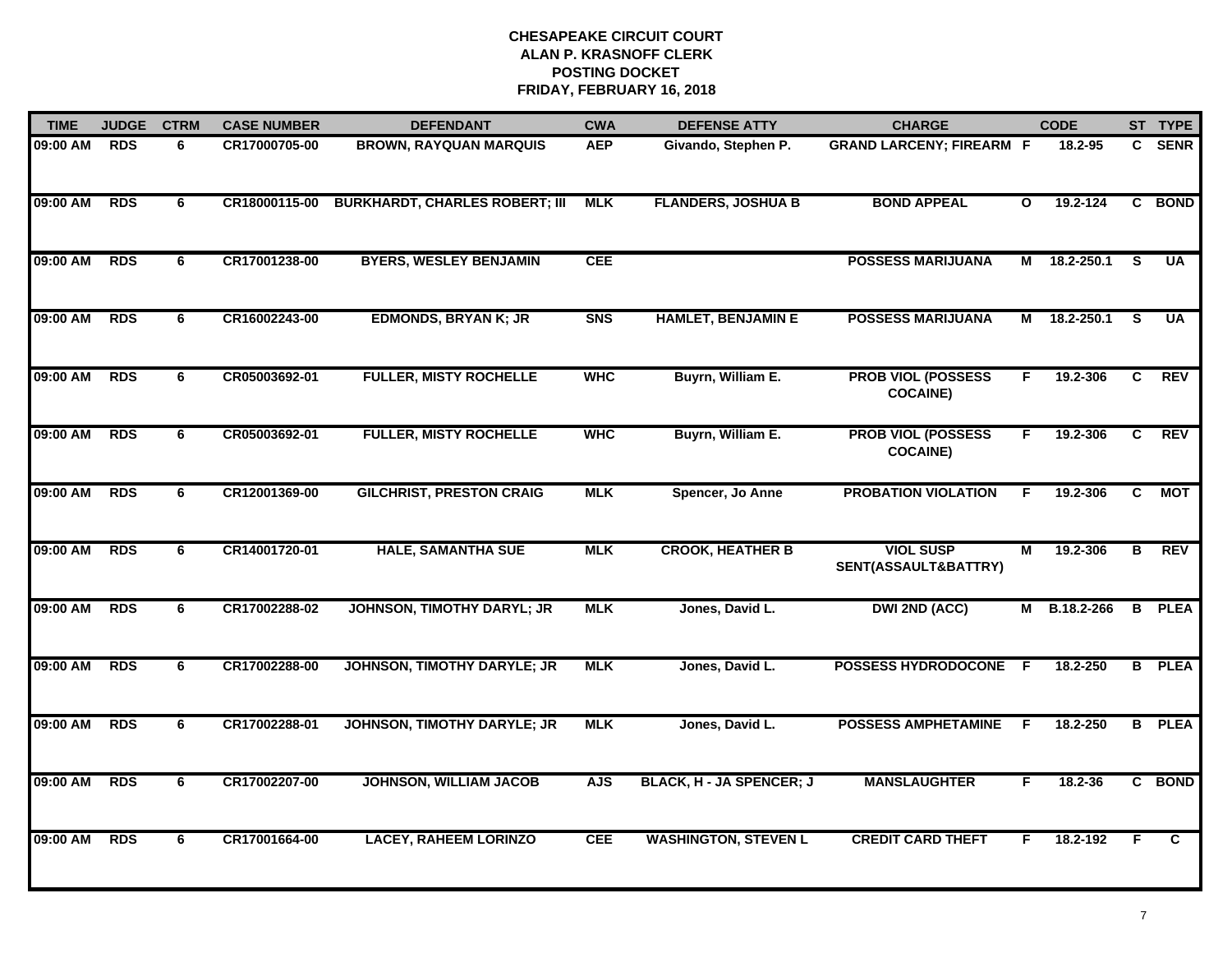# CHESAPEAKE CIRCUIT COURT
## ALAN P. KRASNOFF CLERK
## POSTING DOCKET
## FRIDAY, FEBRUARY 16, 2018

| TIME | JUDGE | CTRM | CASE NUMBER | DEFENDANT | CWA | DEFENSE ATTY | CHARGE | | CODE | ST | TYPE |
|---|---|---|---|---|---|---|---|---|---|---|---|
| 09:00 AM | RDS | 6 | CR17000705-00 | BROWN, RAYQUAN MARQUIS | AEP | Givando, Stephen P. | GRAND LARCENY; FIREARM | F | 18.2-95 | C | SENR |
| 09:00 AM | RDS | 6 | CR18000115-00 | BURKHARDT, CHARLES ROBERT; III | MLK | FLANDERS, JOSHUA B | BOND APPEAL | O | 19.2-124 | C | BOND |
| 09:00 AM | RDS | 6 | CR17001238-00 | BYERS, WESLEY BENJAMIN | CEE | | POSSESS MARIJUANA | M | 18.2-250.1 | S | UA |
| 09:00 AM | RDS | 6 | CR16002243-00 | EDMONDS, BRYAN K; JR | SNS | HAMLET, BENJAMIN E | POSSESS MARIJUANA | M | 18.2-250.1 | S | UA |
| 09:00 AM | RDS | 6 | CR05003692-01 | FULLER, MISTY ROCHELLE | WHC | Buyrn, William E. | PROB VIOL (POSSESS COCAINE) | F | 19.2-306 | C | REV |
| 09:00 AM | RDS | 6 | CR05003692-01 | FULLER, MISTY ROCHELLE | WHC | Buyrn, William E. | PROB VIOL (POSSESS COCAINE) | F | 19.2-306 | C | REV |
| 09:00 AM | RDS | 6 | CR12001369-00 | GILCHRIST, PRESTON CRAIG | MLK | Spencer, Jo Anne | PROBATION VIOLATION | F | 19.2-306 | C | MOT |
| 09:00 AM | RDS | 6 | CR14001720-01 | HALE, SAMANTHA SUE | MLK | CROOK, HEATHER B | VIOL SUSP SENT(ASSAULT&BATTRY) | M | 19.2-306 | B | REV |
| 09:00 AM | RDS | 6 | CR17002288-02 | JOHNSON, TIMOTHY DARYL; JR | MLK | Jones, David L. | DWI 2ND (ACC) | M | B.18.2-266 | B | PLEA |
| 09:00 AM | RDS | 6 | CR17002288-00 | JOHNSON, TIMOTHY DARYLE; JR | MLK | Jones, David L. | POSSESS HYDRODOCONE | F | 18.2-250 | B | PLEA |
| 09:00 AM | RDS | 6 | CR17002288-01 | JOHNSON, TIMOTHY DARYLE; JR | MLK | Jones, David L. | POSSESS AMPHETAMINE | F | 18.2-250 | B | PLEA |
| 09:00 AM | RDS | 6 | CR17002207-00 | JOHNSON, WILLIAM JACOB | AJS | BLACK, H - JA SPENCER; J | MANSLAUGHTER | F | 18.2-36 | C | BOND |
| 09:00 AM | RDS | 6 | CR17001664-00 | LACEY, RAHEEM LORINZO | CEE | WASHINGTON, STEVEN L | CREDIT CARD THEFT | F | 18.2-192 | F | C |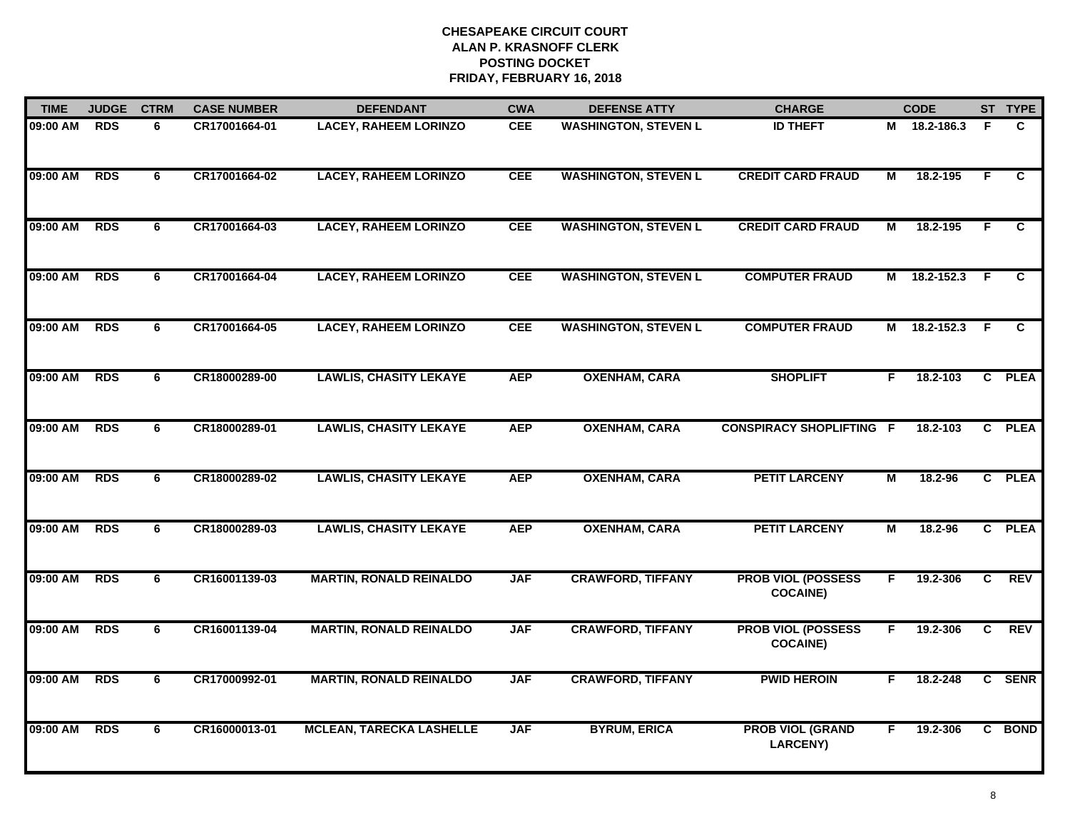**CHESAPEAKE CIRCUIT COURT**
**ALAN P. KRASNOFF CLERK**
**POSTING DOCKET**
**FRIDAY, FEBRUARY 16, 2018**

| TIME | JUDGE | CTRM | CASE NUMBER | DEFENDANT | CWA | DEFENSE ATTY | CHARGE | | CODE | ST | TYPE |
|---|---|---|---|---|---|---|---|---|---|---|---|
| 09:00 AM | RDS | 6 | CR17001664-01 | LACEY, RAHEEM LORINZO | CEE | WASHINGTON, STEVEN L | ID THEFT | M | 18.2-186.3 | F | C |
| 09:00 AM | RDS | 6 | CR17001664-02 | LACEY, RAHEEM LORINZO | CEE | WASHINGTON, STEVEN L | CREDIT CARD FRAUD | M | 18.2-195 | F | C |
| 09:00 AM | RDS | 6 | CR17001664-03 | LACEY, RAHEEM LORINZO | CEE | WASHINGTON, STEVEN L | CREDIT CARD FRAUD | M | 18.2-195 | F | C |
| 09:00 AM | RDS | 6 | CR17001664-04 | LACEY, RAHEEM LORINZO | CEE | WASHINGTON, STEVEN L | COMPUTER FRAUD | M | 18.2-152.3 | F | C |
| 09:00 AM | RDS | 6 | CR17001664-05 | LACEY, RAHEEM LORINZO | CEE | WASHINGTON, STEVEN L | COMPUTER FRAUD | M | 18.2-152.3 | F | C |
| 09:00 AM | RDS | 6 | CR18000289-00 | LAWLIS, CHASITY LEKAYE | AEP | OXENHAM, CARA | SHOPLIFT | F | 18.2-103 | C | PLEA |
| 09:00 AM | RDS | 6 | CR18000289-01 | LAWLIS, CHASITY LEKAYE | AEP | OXENHAM, CARA | CONSPIRACY SHOPLIFTING | F | 18.2-103 | C | PLEA |
| 09:00 AM | RDS | 6 | CR18000289-02 | LAWLIS, CHASITY LEKAYE | AEP | OXENHAM, CARA | PETIT LARCENY | M | 18.2-96 | C | PLEA |
| 09:00 AM | RDS | 6 | CR18000289-03 | LAWLIS, CHASITY LEKAYE | AEP | OXENHAM, CARA | PETIT LARCENY | M | 18.2-96 | C | PLEA |
| 09:00 AM | RDS | 6 | CR16001139-03 | MARTIN, RONALD REINALDO | JAF | CRAWFORD, TIFFANY | PROB VIOL (POSSESS COCAINE) | F | 19.2-306 | C | REV |
| 09:00 AM | RDS | 6 | CR16001139-04 | MARTIN, RONALD REINALDO | JAF | CRAWFORD, TIFFANY | PROB VIOL (POSSESS COCAINE) | F | 19.2-306 | C | REV |
| 09:00 AM | RDS | 6 | CR17000992-01 | MARTIN, RONALD REINALDO | JAF | CRAWFORD, TIFFANY | PWID HEROIN | F | 18.2-248 | C | SENR |
| 09:00 AM | RDS | 6 | CR16000013-01 | MCLEAN, TARECKA LASHELLE | JAF | BYRUM, ERICA | PROB VIOL (GRAND LARCENY) | F | 19.2-306 | C | BOND |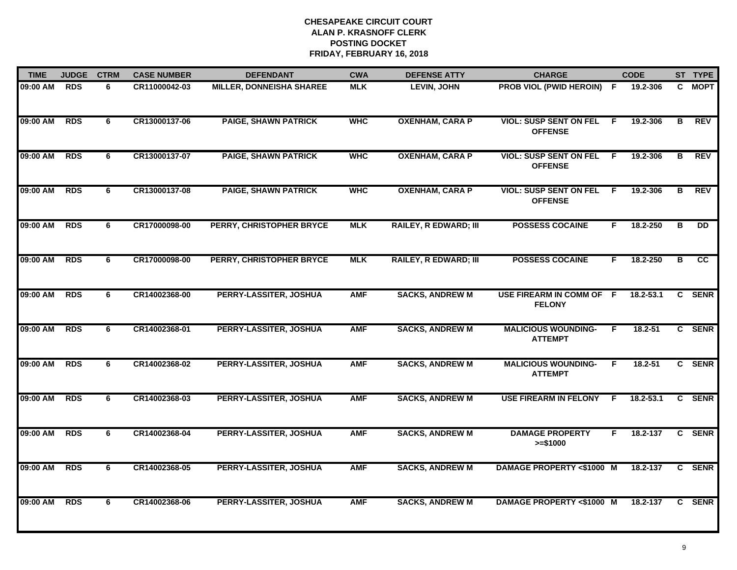**CHESAPEAKE CIRCUIT COURT**
**ALAN P. KRASNOFF CLERK**
**POSTING DOCKET**
**FRIDAY, FEBRUARY 16, 2018**

| TIME | JUDGE | CTRM | CASE NUMBER | DEFENDANT | CWA | DEFENSE ATTY | CHARGE | | CODE | ST | TYPE |
|---|---|---|---|---|---|---|---|---|---|---|---|
| 09:00 AM | RDS | 6 | CR11000042-03 | MILLER, DONNEISHA SHAREE | MLK | LEVIN, JOHN | PROB VIOL (PWID HEROIN) | F | 19.2-306 | C | MOPT |
| 09:00 AM | RDS | 6 | CR13000137-06 | PAIGE, SHAWN PATRICK | WHC | OXENHAM, CARA P | VIOL: SUSP SENT ON FEL OFFENSE | F | 19.2-306 | B | REV |
| 09:00 AM | RDS | 6 | CR13000137-07 | PAIGE, SHAWN PATRICK | WHC | OXENHAM, CARA P | VIOL: SUSP SENT ON FEL OFFENSE | F | 19.2-306 | B | REV |
| 09:00 AM | RDS | 6 | CR13000137-08 | PAIGE, SHAWN PATRICK | WHC | OXENHAM, CARA P | VIOL: SUSP SENT ON FEL OFFENSE | F | 19.2-306 | B | REV |
| 09:00 AM | RDS | 6 | CR17000098-00 | PERRY, CHRISTOPHER BRYCE | MLK | RAILEY, R EDWARD; III | POSSESS COCAINE | F | 18.2-250 | B | DD |
| 09:00 AM | RDS | 6 | CR17000098-00 | PERRY, CHRISTOPHER BRYCE | MLK | RAILEY, R EDWARD; III | POSSESS COCAINE | F | 18.2-250 | B | CC |
| 09:00 AM | RDS | 6 | CR14002368-00 | PERRY-LASSITER, JOSHUA | AMF | SACKS, ANDREW M | USE FIREARM IN COMM OF FELONY | F | 18.2-53.1 | C | SENR |
| 09:00 AM | RDS | 6 | CR14002368-01 | PERRY-LASSITER, JOSHUA | AMF | SACKS, ANDREW M | MALICIOUS WOUNDING-ATTEMPT | F | 18.2-51 | C | SENR |
| 09:00 AM | RDS | 6 | CR14002368-02 | PERRY-LASSITER, JOSHUA | AMF | SACKS, ANDREW M | MALICIOUS WOUNDING-ATTEMPT | F | 18.2-51 | C | SENR |
| 09:00 AM | RDS | 6 | CR14002368-03 | PERRY-LASSITER, JOSHUA | AMF | SACKS, ANDREW M | USE FIREARM IN FELONY | F | 18.2-53.1 | C | SENR |
| 09:00 AM | RDS | 6 | CR14002368-04 | PERRY-LASSITER, JOSHUA | AMF | SACKS, ANDREW M | DAMAGE PROPERTY >=$1000 | F | 18.2-137 | C | SENR |
| 09:00 AM | RDS | 6 | CR14002368-05 | PERRY-LASSITER, JOSHUA | AMF | SACKS, ANDREW M | DAMAGE PROPERTY <$1000 | M | 18.2-137 | C | SENR |
| 09:00 AM | RDS | 6 | CR14002368-06 | PERRY-LASSITER, JOSHUA | AMF | SACKS, ANDREW M | DAMAGE PROPERTY <$1000 | M | 18.2-137 | C | SENR |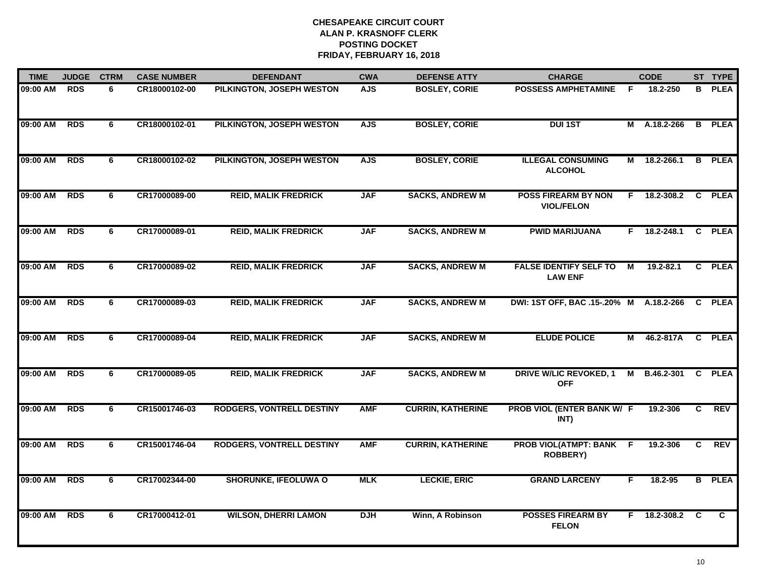**CHESAPEAKE CIRCUIT COURT**
**ALAN P. KRASNOFF CLERK**
**POSTING DOCKET**
**FRIDAY, FEBRUARY 16, 2018**

| TIME | JUDGE | CTRM | CASE NUMBER | DEFENDANT | CWA | DEFENSE ATTY | CHARGE | | CODE | ST | TYPE |
|---|---|---|---|---|---|---|---|---|---|---|---|
| 09:00 AM | RDS | 6 | CR18000102-00 | PILKINGTON, JOSEPH WESTON | AJS | BOSLEY, CORIE | POSSESS AMPHETAMINE | F | 18.2-250 | B | PLEA |
| 09:00 AM | RDS | 6 | CR18000102-01 | PILKINGTON, JOSEPH WESTON | AJS | BOSLEY, CORIE | DUI 1ST | M | A.18.2-266 | B | PLEA |
| 09:00 AM | RDS | 6 | CR18000102-02 | PILKINGTON, JOSEPH WESTON | AJS | BOSLEY, CORIE | ILLEGAL CONSUMING ALCOHOL | M | 18.2-266.1 | B | PLEA |
| 09:00 AM | RDS | 6 | CR17000089-00 | REID, MALIK FREDRICK | JAF | SACKS, ANDREW M | POSS FIREARM BY NON VIOL/FELON | F | 18.2-308.2 | C | PLEA |
| 09:00 AM | RDS | 6 | CR17000089-01 | REID, MALIK FREDRICK | JAF | SACKS, ANDREW M | PWID MARIJUANA | F | 18.2-248.1 | C | PLEA |
| 09:00 AM | RDS | 6 | CR17000089-02 | REID, MALIK FREDRICK | JAF | SACKS, ANDREW M | FALSE IDENTIFY SELF TO LAW ENF | M | 19.2-82.1 | C | PLEA |
| 09:00 AM | RDS | 6 | CR17000089-03 | REID, MALIK FREDRICK | JAF | SACKS, ANDREW M | DWI: 1ST OFF, BAC .15-.20% | M | A.18.2-266 | C | PLEA |
| 09:00 AM | RDS | 6 | CR17000089-04 | REID, MALIK FREDRICK | JAF | SACKS, ANDREW M | ELUDE POLICE | M | 46.2-817A | C | PLEA |
| 09:00 AM | RDS | 6 | CR17000089-05 | REID, MALIK FREDRICK | JAF | SACKS, ANDREW M | DRIVE W/LIC REVOKED, 1 OFF | M | B.46.2-301 | C | PLEA |
| 09:00 AM | RDS | 6 | CR15001746-03 | RODGERS, VONTRELL DESTINY | AMF | CURRIN, KATHERINE | PROB VIOL (ENTER BANK W/ INT) | F | 19.2-306 | C | REV |
| 09:00 AM | RDS | 6 | CR15001746-04 | RODGERS, VONTRELL DESTINY | AMF | CURRIN, KATHERINE | PROB VIOL(ATMPT: BANK ROBBERY) | F | 19.2-306 | C | REV |
| 09:00 AM | RDS | 6 | CR17002344-00 | SHORUNKE, IFEOLUWA O | MLK | LECKIE, ERIC | GRAND LARCENY | F | 18.2-95 | B | PLEA |
| 09:00 AM | RDS | 6 | CR17000412-01 | WILSON, DHERRI LAMON | DJH | Winn, A Robinson | POSSES FIREARM BY FELON | F | 18.2-308.2 | C | C |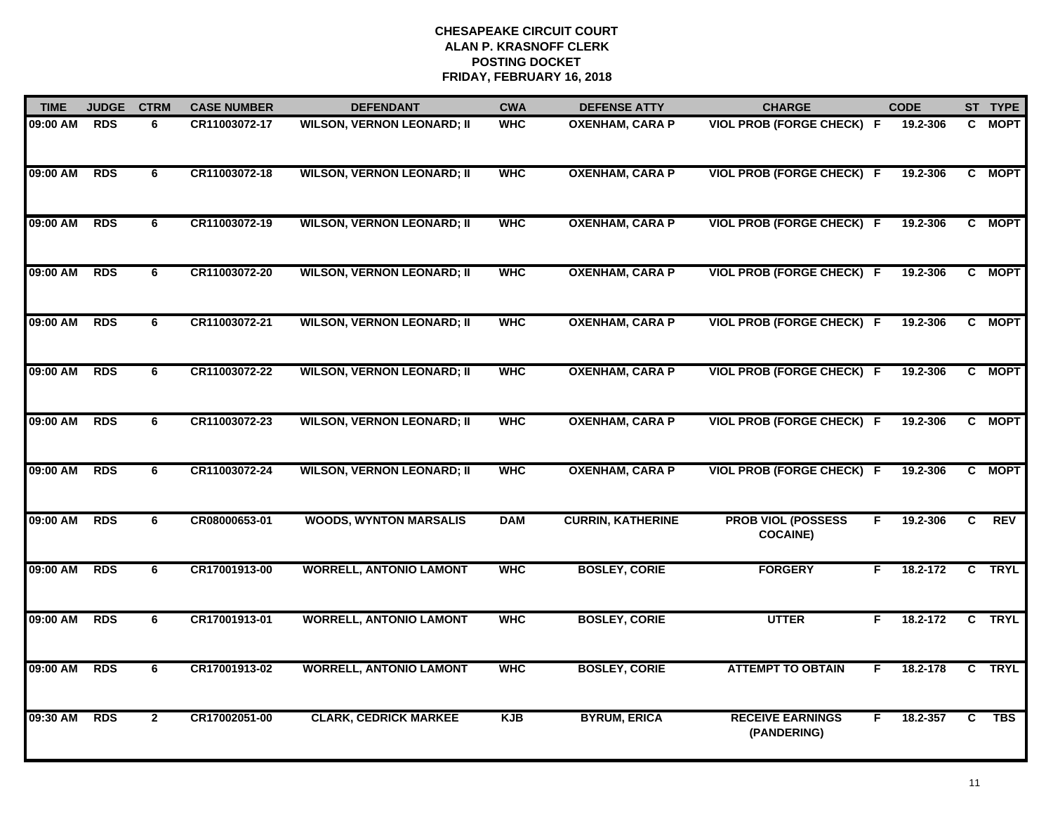**CHESAPEAKE CIRCUIT COURT**
**ALAN P. KRASNOFF CLERK**
**POSTING DOCKET**
**FRIDAY, FEBRUARY 16, 2018**

| TIME | JUDGE | CTRM | CASE NUMBER | DEFENDANT | CWA | DEFENSE ATTY | CHARGE | | CODE | ST | TYPE |
|---|---|---|---|---|---|---|---|---|---|---|---|
| 09:00 AM | RDS | 6 | CR11003072-17 | WILSON, VERNON LEONARD; II | WHC | OXENHAM, CARA P | VIOL PROB (FORGE CHECK) | F | 19.2-306 | C | MOPT |
| 09:00 AM | RDS | 6 | CR11003072-18 | WILSON, VERNON LEONARD; II | WHC | OXENHAM, CARA P | VIOL PROB (FORGE CHECK) | F | 19.2-306 | C | MOPT |
| 09:00 AM | RDS | 6 | CR11003072-19 | WILSON, VERNON LEONARD; II | WHC | OXENHAM, CARA P | VIOL PROB (FORGE CHECK) | F | 19.2-306 | C | MOPT |
| 09:00 AM | RDS | 6 | CR11003072-20 | WILSON, VERNON LEONARD; II | WHC | OXENHAM, CARA P | VIOL PROB (FORGE CHECK) | F | 19.2-306 | C | MOPT |
| 09:00 AM | RDS | 6 | CR11003072-21 | WILSON, VERNON LEONARD; II | WHC | OXENHAM, CARA P | VIOL PROB (FORGE CHECK) | F | 19.2-306 | C | MOPT |
| 09:00 AM | RDS | 6 | CR11003072-22 | WILSON, VERNON LEONARD; II | WHC | OXENHAM, CARA P | VIOL PROB (FORGE CHECK) | F | 19.2-306 | C | MOPT |
| 09:00 AM | RDS | 6 | CR11003072-23 | WILSON, VERNON LEONARD; II | WHC | OXENHAM, CARA P | VIOL PROB (FORGE CHECK) | F | 19.2-306 | C | MOPT |
| 09:00 AM | RDS | 6 | CR11003072-24 | WILSON, VERNON LEONARD; II | WHC | OXENHAM, CARA P | VIOL PROB (FORGE CHECK) | F | 19.2-306 | C | MOPT |
| 09:00 AM | RDS | 6 | CR08000653-01 | WOODS, WYNTON MARSALIS | DAM | CURRIN, KATHERINE | PROB VIOL (POSSESS COCAINE) | F | 19.2-306 | C | REV |
| 09:00 AM | RDS | 6 | CR17001913-00 | WORRELL, ANTONIO LAMONT | WHC | BOSLEY, CORIE | FORGERY | F | 18.2-172 | C | TRYL |
| 09:00 AM | RDS | 6 | CR17001913-01 | WORRELL, ANTONIO LAMONT | WHC | BOSLEY, CORIE | UTTER | F | 18.2-172 | C | TRYL |
| 09:00 AM | RDS | 6 | CR17001913-02 | WORRELL, ANTONIO LAMONT | WHC | BOSLEY, CORIE | ATTEMPT TO OBTAIN | F | 18.2-178 | C | TRYL |
| 09:30 AM | RDS | 2 | CR17002051-00 | CLARK, CEDRICK MARKEE | KJB | BYRUM, ERICA | RECEIVE EARNINGS (PANDERING) | F | 18.2-357 | C | TBS |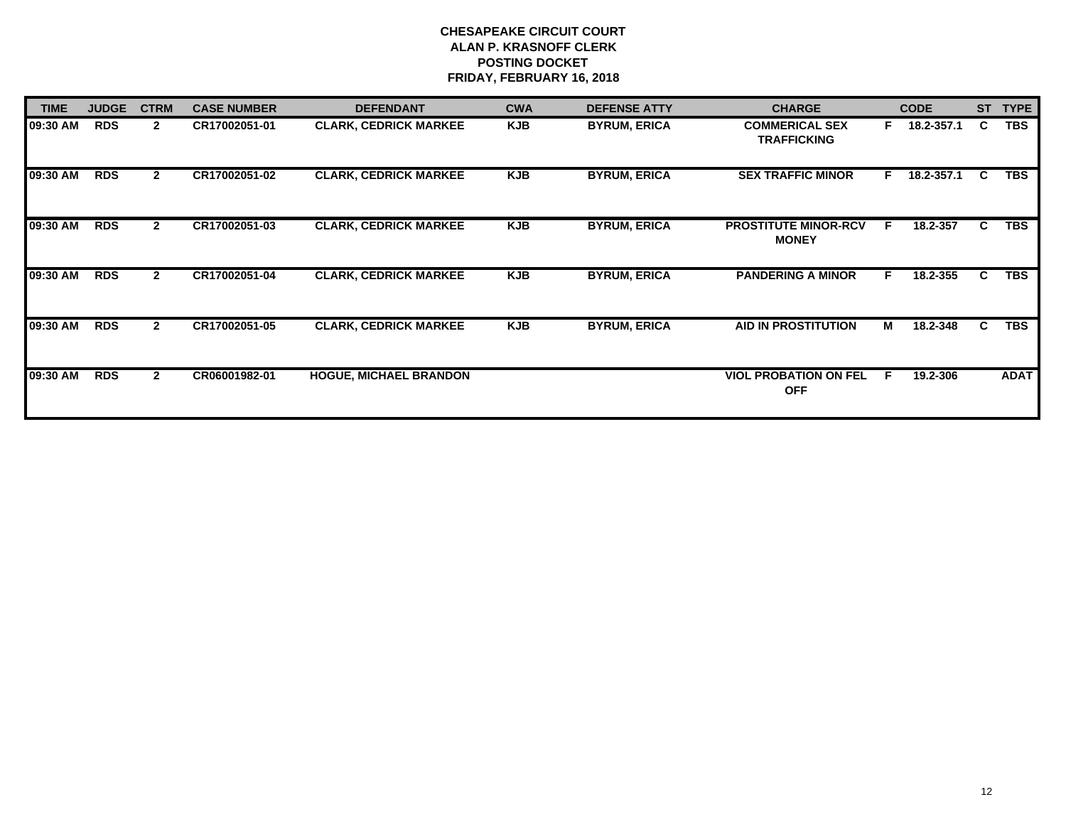**CHESAPEAKE CIRCUIT COURT**
**ALAN P. KRASNOFF CLERK**
**POSTING DOCKET**
**FRIDAY, FEBRUARY 16, 2018**

| TIME | JUDGE | CTRM | CASE NUMBER | DEFENDANT | CWA | DEFENSE ATTY | CHARGE | | CODE | ST | TYPE |
|---|---|---|---|---|---|---|---|---|---|---|---|
| 09:30 AM | RDS | 2 | CR17002051-01 | CLARK, CEDRICK MARKEE | KJB | BYRUM, ERICA | COMMERICAL SEX TRAFFICKING | F | 18.2-357.1 | C | TBS |
| 09:30 AM | RDS | 2 | CR17002051-02 | CLARK, CEDRICK MARKEE | KJB | BYRUM, ERICA | SEX TRAFFIC MINOR | F | 18.2-357.1 | C | TBS |
| 09:30 AM | RDS | 2 | CR17002051-03 | CLARK, CEDRICK MARKEE | KJB | BYRUM, ERICA | PROSTITUTE MINOR-RCV MONEY | F | 18.2-357 | C | TBS |
| 09:30 AM | RDS | 2 | CR17002051-04 | CLARK, CEDRICK MARKEE | KJB | BYRUM, ERICA | PANDERING A MINOR | F | 18.2-355 | C | TBS |
| 09:30 AM | RDS | 2 | CR17002051-05 | CLARK, CEDRICK MARKEE | KJB | BYRUM, ERICA | AID IN PROSTITUTION | M | 18.2-348 | C | TBS |
| 09:30 AM | RDS | 2 | CR06001982-01 | HOGUE, MICHAEL BRANDON | | | VIOL PROBATION ON FEL OFF | F | 19.2-306 | | ADAT |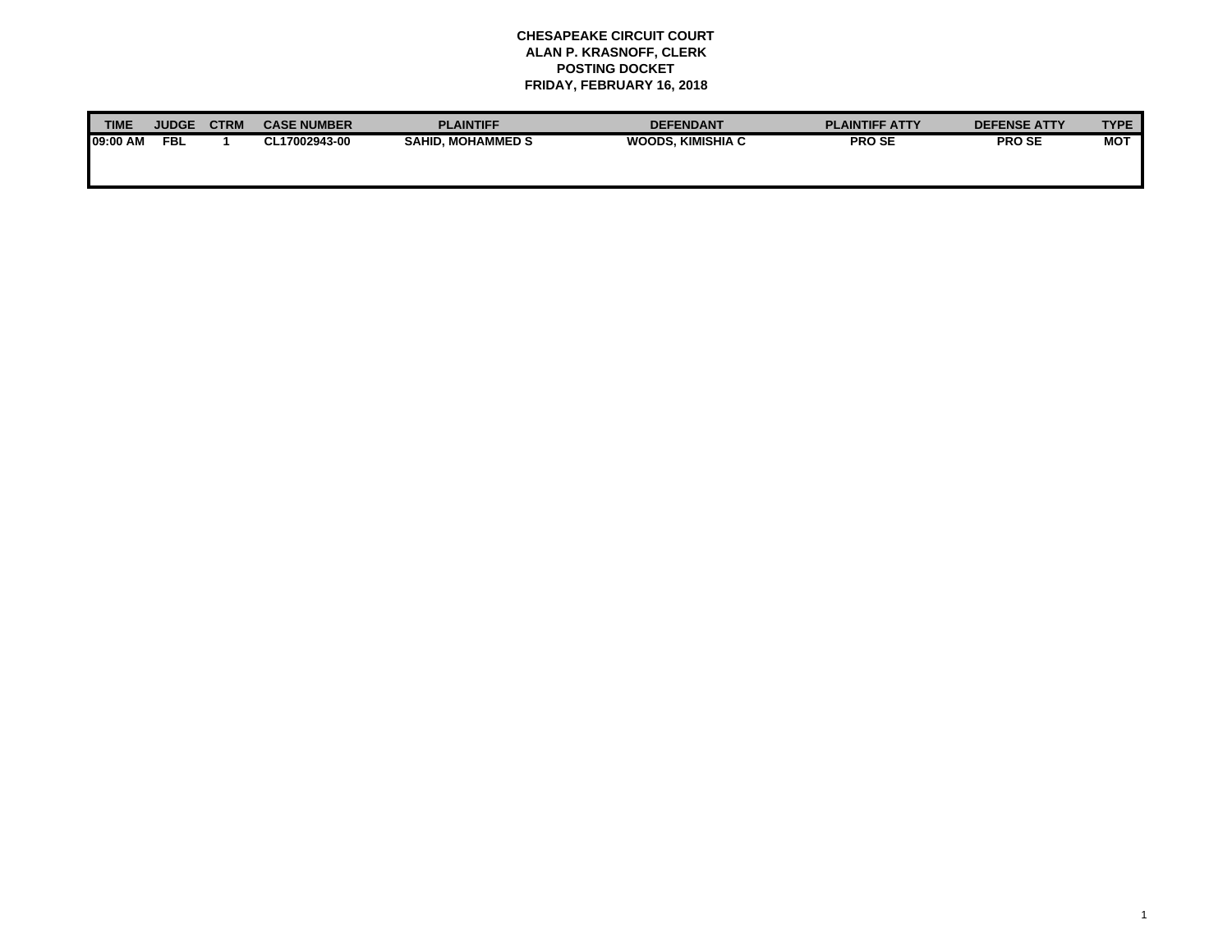**CHESAPEAKE CIRCUIT COURT**
**ALAN P. KRASNOFF, CLERK**
**POSTING DOCKET**
**FRIDAY, FEBRUARY 16, 2018**

| TIME | JUDGE | CTRM | CASE NUMBER | PLAINTIFF | DEFENDANT | PLAINTIFF ATTY | DEFENSE ATTY | TYPE |
|---|---|---|---|---|---|---|---|---|
| 09:00 AM | FBL | 1 | CL17002943-00 | SAHID, MOHAMMED S | WOODS, KIMISHIA C | PRO SE | PRO SE | MOT |